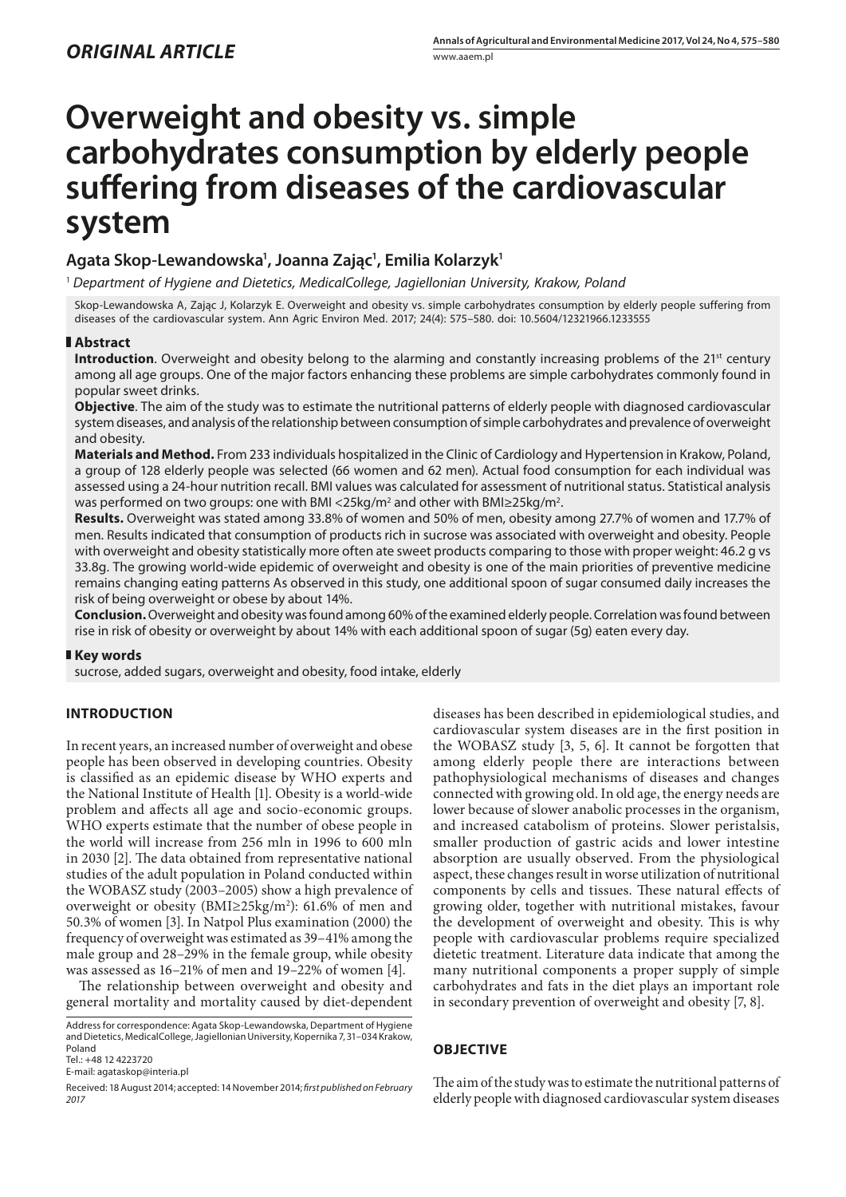*ORIGINAL ARTICLE*

# Overweight and obesity vs. simple carbohydrates consumption by elderly people suffering from diseases of the cardiovascular system

**Agata Skop-Lewandowska[1], Joanna Zając[1], Emilia Kolarzyk[1]**

[1] *Department of Hygiene and Dietetics, MedicalCollege, Jagiellonian University, Krakow, Poland*

Skop-Lewandowska A, Zając J, Kolarzyk E. Overweight and obesity vs. simple carbohydrates consumption by elderly people suffering from diseases of the cardiovascular system. Ann Agric Environ Med. 2017; 24(4): 575–580. doi: 10.5604/12321966.1233555

## Abstract

**Introduction**. Overweight and obesity belong to the alarming and constantly increasing problems of the 21st century among all age groups. One of the major factors enhancing these problems are simple carbohydrates commonly found in popular sweet drinks.

**Objective**. The aim of the study was to estimate the nutritional patterns of elderly people with diagnosed cardiovascular system diseases, and analysis of the relationship between consumption of simple carbohydrates and prevalence of overweight and obesity.

**Materials and Method.** From 233 individuals hospitalized in the Clinic of Cardiology and Hypertension in Krakow, Poland, a group of 128 elderly people was selected (66 women and 62 men). Actual food consumption for each individual was assessed using a 24-hour nutrition recall. BMI values was calculated for assessment of nutritional status. Statistical analysis was performed on two groups: one with BMI <25kg/m$^2$ and other with BMI≥25kg/m$^2$.

**Results.** Overweight was stated among 33.8% of women and 50% of men, obesity among 27.7% of women and 17.7% of men. Results indicated that consumption of products rich in sucrose was associated with overweight and obesity. People with overweight and obesity statistically more often ate sweet products comparing to those with proper weight: 46.2 g vs 33.8g. The growing world-wide epidemic of overweight and obesity is one of the main priorities of preventive medicine remains changing eating patterns As observed in this study, one additional spoon of sugar consumed daily increases the risk of being overweight or obese by about 14%.

**Conclusion.** Overweight and obesity was found among 60% of the examined elderly people. Correlation was found between rise in risk of obesity or overweight by about 14% with each additional spoon of sugar (5g) eaten every day.

## Key words

sucrose, added sugars, overweight and obesity, food intake, elderly

## INTRODUCTION

In recent years, an increased number of overweight and obese people has been observed in developing countries. Obesity is classified as an epidemic disease by WHO experts and the National Institute of Health [1]. Obesity is a world-wide problem and affects all age and socio-economic groups. WHO experts estimate that the number of obese people in the world will increase from 256 mln in 1996 to 600 mln in 2030 [2]. The data obtained from representative national studies of the adult population in Poland conducted within the WOBASZ study (2003–2005) show a high prevalence of overweight or obesity (BMI≥25kg/m$^2$): 61.6% of men and 50.3% of women [3]. In Natpol Plus examination (2000) the frequency of overweight was estimated as 39–41% among the male group and 28–29% in the female group, while obesity was assessed as 16–21% of men and 19–22% of women [4].

The relationship between overweight and obesity and general mortality and mortality caused by diet-dependent diseases has been described in epidemiological studies, and cardiovascular system diseases are in the first position in the WOBASZ study [3, 5, 6]. It cannot be forgotten that among elderly people there are interactions between pathophysiological mechanisms of diseases and changes connected with growing old. In old age, the energy needs are lower because of slower anabolic processes in the organism, and increased catabolism of proteins. Slower peristalsis, smaller production of gastric acids and lower intestine absorption are usually observed. From the physiological aspect, these changes result in worse utilization of nutritional components by cells and tissues. These natural effects of growing older, together with nutritional mistakes, favour the development of overweight and obesity. This is why people with cardiovascular problems require specialized dietetic treatment. Literature data indicate that among the many nutritional components a proper supply of simple carbohydrates and fats in the diet plays an important role in secondary prevention of overweight and obesity [7, 8].

Address for correspondence: Agata Skop-Lewandowska, Department of Hygiene and Dietetics, MedicalCollege, Jagiellonian University, Kopernika 7, 31–034 Krakow, Poland
Tel.: +48 12 4223720
E-mail: agataskop@interia.pl

Received: 18 August 2014; accepted: 14 November 2014; *first published on February 2017*

## OBJECTIVE

The aim of the study was to estimate the nutritional patterns of elderly people with diagnosed cardiovascular system diseases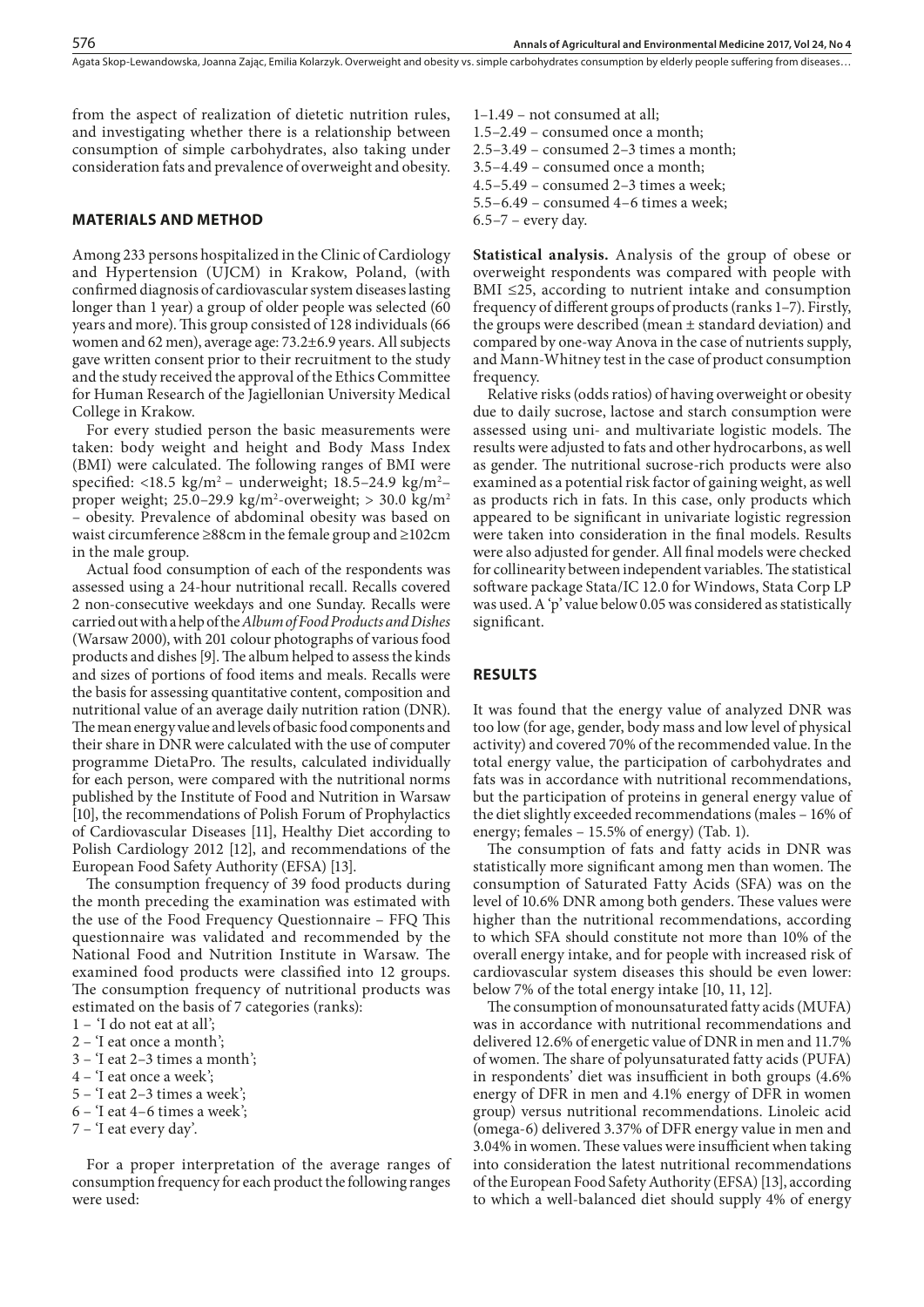from the aspect of realization of dietetic nutrition rules, and investigating whether there is a relationship between consumption of simple carbohydrates, also taking under consideration fats and prevalence of overweight and obesity.

## MATERIALS AND METHOD

Among 233 persons hospitalized in the Clinic of Cardiology and Hypertension (UJCM) in Krakow, Poland, (with confirmed diagnosis of cardiovascular system diseases lasting longer than 1 year) a group of older people was selected (60 years and more). This group consisted of 128 individuals (66 women and 62 men), average age: 73.2±6.9 years. All subjects gave written consent prior to their recruitment to the study and the study received the approval of the Ethics Committee for Human Research of the Jagiellonian University Medical College in Krakow.

For every studied person the basic measurements were taken: body weight and height and Body Mass Index (BMI) were calculated. The following ranges of BMI were specified: <18.5 kg/m$^2$ – underweight; 18.5–24.9 kg/m$^2$–proper weight; 25.0–29.9 kg/m$^2$-overweight; > 30.0 kg/m$^2$ – obesity. Prevalence of abdominal obesity was based on waist circumference ≥88cm in the female group and ≥102cm in the male group.

Actual food consumption of each of the respondents was assessed using a 24-hour nutritional recall. Recalls covered 2 non-consecutive weekdays and one Sunday. Recalls were carried out with a help of the *Album of Food Products and Dishes* (Warsaw 2000), with 201 colour photographs of various food products and dishes [9]. The album helped to assess the kinds and sizes of portions of food items and meals. Recalls were the basis for assessing quantitative content, composition and nutritional value of an average daily nutrition ration (DNR). The mean energy value and levels of basic food components and their share in DNR were calculated with the use of computer programme DietaPro. The results, calculated individually for each person, were compared with the nutritional norms published by the Institute of Food and Nutrition in Warsaw [10], the recommendations of Polish Forum of Prophylactics of Cardiovascular Diseases [11], Healthy Diet according to Polish Cardiology 2012 [12], and recommendations of the European Food Safety Authority (EFSA) [13].

The consumption frequency of 39 food products during the month preceding the examination was estimated with the use of the Food Frequency Questionnaire – FFQ This questionnaire was validated and recommended by the National Food and Nutrition Institute in Warsaw. The examined food products were classified into 12 groups. The consumption frequency of nutritional products was estimated on the basis of 7 categories (ranks):

1 – 'I do not eat at all';
2 – 'I eat once a month';
3 – 'I eat 2–3 times a month';
4 – 'I eat once a week';
5 – 'I eat 2–3 times a week';
6 – 'I eat 4–6 times a week';
7 – 'I eat every day'.

For a proper interpretation of the average ranges of consumption frequency for each product the following ranges were used:

1–1.49 – not consumed at all;
1.5–2.49 – consumed once a month;
2.5–3.49 – consumed 2–3 times a month;
3.5–4.49 – consumed once a month;
4.5–5.49 – consumed 2–3 times a week;
5.5–6.49 – consumed 4–6 times a week;
6.5–7 – every day.

**Statistical analysis.** Analysis of the group of obese or overweight respondents was compared with people with BMI ≤25, according to nutrient intake and consumption frequency of different groups of products (ranks 1–7). Firstly, the groups were described (mean ± standard deviation) and compared by one-way Anova in the case of nutrients supply, and Mann-Whitney test in the case of product consumption frequency.

Relative risks (odds ratios) of having overweight or obesity due to daily sucrose, lactose and starch consumption were assessed using uni- and multivariate logistic models. The results were adjusted to fats and other hydrocarbons, as well as gender. The nutritional sucrose-rich products were also examined as a potential risk factor of gaining weight, as well as products rich in fats. In this case, only products which appeared to be significant in univariate logistic regression were taken into consideration in the final models. Results were also adjusted for gender. All final models were checked for collinearity between independent variables. The statistical software package Stata/IC 12.0 for Windows, Stata Corp LP was used. A 'p' value below 0.05 was considered as statistically significant.

## RESULTS

It was found that the energy value of analyzed DNR was too low (for age, gender, body mass and low level of physical activity) and covered 70% of the recommended value. In the total energy value, the participation of carbohydrates and fats was in accordance with nutritional recommendations, but the participation of proteins in general energy value of the diet slightly exceeded recommendations (males – 16% of energy; females – 15.5% of energy) (Tab. 1).

The consumption of fats and fatty acids in DNR was statistically more significant among men than women. The consumption of Saturated Fatty Acids (SFA) was on the level of 10.6% DNR among both genders. These values were higher than the nutritional recommendations, according to which SFA should constitute not more than 10% of the overall energy intake, and for people with increased risk of cardiovascular system diseases this should be even lower: below 7% of the total energy intake [10, 11, 12].

The consumption of monounsaturated fatty acids (MUFA) was in accordance with nutritional recommendations and delivered 12.6% of energetic value of DNR in men and 11.7% of women. The share of polyunsaturated fatty acids (PUFA) in respondents' diet was insufficient in both groups (4.6% energy of DFR in men and 4.1% energy of DFR in women group) versus nutritional recommendations. Linoleic acid (omega-6) delivered 3.37% of DFR energy value in men and 3.04% in women. These values were insufficient when taking into consideration the latest nutritional recommendations of the European Food Safety Authority (EFSA) [13], according to which a well-balanced diet should supply 4% of energy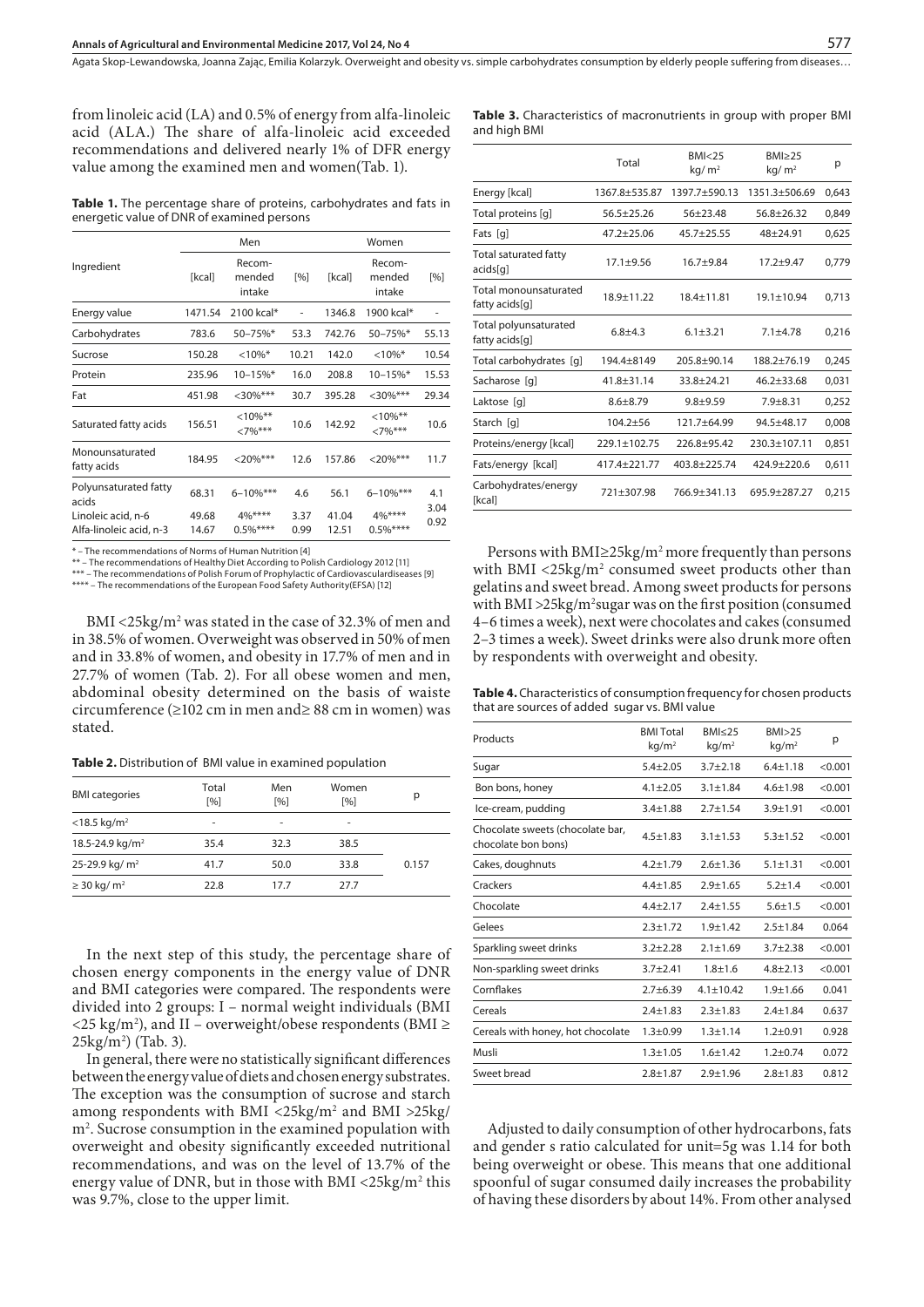from linoleic acid (LA) and 0.5% of energy from alfa-linoleic acid (ALA.) The share of alfa-linoleic acid exceeded recommendations and delivered nearly 1% of DFR energy value among the examined men and women(Tab. 1).

**Table 1.** The percentage share of proteins, carbohydrates and fats in energetic value of DNR of examined persons

| Ingredient | Men | | | Women | | |
|---|---|---|---|---|---|---|
| | [kcal] | Recom-mended intake | [%] | [kcal] | Recom-mended intake | [%] |
| Energy value | 1471.54 | 2100 kcal* | - | 1346.8 | 1900 kcal* | - |
| Carbohydrates | 783.6 | 50–75%* | 53.3 | 742.76 | 50–75%* | 55.13 |
| Sucrose | 150.28 | <10%* | 10.21 | 142.0 | <10%* | 10.54 |
| Protein | 235.96 | 10–15%* | 16.0 | 208.8 | 10–15%* | 15.53 |
| Fat | 451.98 | <30%*** | 30.7 | 395.28 | <30%*** | 29.34 |
| Saturated fatty acids | 156.51 | <10%** <7%*** | 10.6 | 142.92 | <10%** <7%*** | 10.6 |
| Monounsaturated fatty acids | 184.95 | <20%*** | 12.6 | 157.86 | <20%*** | 11.7 |
| Polyunsaturated fatty acids | 68.31 | 6–10%*** | 4.6 | 56.1 | 6–10%*** | 4.1 |
| Linoleic acid, n-6 | 49.68 | 4%**** | 3.37 | 41.04 | 4%**** | 3.04 |
| Alfa-linoleic acid, n-3 | 14.67 | 0.5%**** | 0.99 | 12.51 | 0.5%**** | 0.92 |

\* – The recommendations of Norms of Human Nutrition [4]
\** – The recommendations of Healthy Diet According to Polish Cardiology 2012 [11]
\*** – The recommendations of Polish Forum of Prophylactic of Cardiovasculardiseases [9]
\**** – The recommendations of the European Food Safety Authority(EFSA) [12]

BMI <25kg/m$^2$ was stated in the case of 32.3% of men and in 38.5% of women. Overweight was observed in 50% of men and in 33.8% of women, and obesity in 17.7% of men and in 27.7% of women (Tab. 2). For all obese women and men, abdominal obesity determined on the basis of waiste circumference (≥102 cm in men and≥ 88 cm in women) was stated.

**Table 2.** Distribution of BMI value in examined population

| BMI categories | Total [%] | Men [%] | Women [%] | p |
|---|---|---|---|---|
| <18.5 kg/m$^2$ | - | - | - | |
| 18.5-24.9 kg/m$^2$ | 35.4 | 32.3 | 38.5 | |
| 25-29.9 kg/ m$^2$ | 41.7 | 50.0 | 33.8 | 0.157 |
| ≥ 30 kg/ m$^2$ | 22.8 | 17.7 | 27.7 | |

In the next step of this study, the percentage share of chosen energy components in the energy value of DNR and BMI categories were compared. The respondents were divided into 2 groups: I – normal weight individuals (BMI <25 kg/m$^2$), and II – overweight/obese respondents (BMI ≥ 25kg/m$^2$) (Tab. 3).

In general, there were no statistically significant differences between the energy value of diets and chosen energy substrates. The exception was the consumption of sucrose and starch among respondents with BMI <25kg/m$^2$ and BMI >25kg/m$^2$. Sucrose consumption in the examined population with overweight and obesity significantly exceeded nutritional recommendations, and was on the level of 13.7% of the energy value of DNR, but in those with BMI <25kg/m$^2$ this was 9.7%, close to the upper limit.

**Table 3.** Characteristics of macronutrients in group with proper BMI and high BMI

| | Total | BMI<25 kg/ m$^2$ | BMI≥25 kg/ m$^2$ | p |
|---|---|---|---|---|
| Energy [kcal] | 1367.8±535.87 | 1397.7±590.13 | 1351.3±506.69 | 0,643 |
| Total proteins [g] | 56.5±25.26 | 56±23.48 | 56.8±26.32 | 0,849 |
| Fats [g] | 47.2±25.06 | 45.7±25.55 | 48±24.91 | 0,625 |
| Total saturated fatty acids[g] | 17.1±9.56 | 16.7±9.84 | 17.2±9.47 | 0,779 |
| Total monounsaturated fatty acids[g] | 18.9±11.22 | 18.4±11.81 | 19.1±10.94 | 0,713 |
| Total polyunsaturated fatty acids[g] | 6.8±4.3 | 6.1±3.21 | 7.1±4.78 | 0,216 |
| Total carbohydrates [g] | 194.4±8149 | 205.8±90.14 | 188.2±76.19 | 0,245 |
| Sacharose [g] | 41.8±31.14 | 33.8±24.21 | 46.2±33.68 | 0,031 |
| Laktose [g] | 8.6±8.79 | 9.8±9.59 | 7.9±8.31 | 0,252 |
| Starch [g] | 104.2±56 | 121.7±64.99 | 94.5±48.17 | 0,008 |
| Proteins/energy [kcal] | 229.1±102.75 | 226.8±95.42 | 230.3±107.11 | 0,851 |
| Fats/energy [kcal] | 417.4±221.77 | 403.8±225.74 | 424.9±220.6 | 0,611 |
| Carbohydrates/energy [kcal] | 721±307.98 | 766.9±341.13 | 695.9±287.27 | 0,215 |

Persons with BMI≥25kg/m$^2$ more frequently than persons with BMI <25kg/m$^2$ consumed sweet products other than gelatins and sweet bread. Among sweet products for persons with BMI >25kg/m$^2$sugar was on the first position (consumed 4–6 times a week), next were chocolates and cakes (consumed 2–3 times a week). Sweet drinks were also drunk more often by respondents with overweight and obesity.

**Table 4.** Characteristics of consumption frequency for chosen products that are sources of added sugar vs. BMI value

| Products | BMI Total kg/m$^2$ | BMI≤25 kg/m$^2$ | BMI>25 kg/m$^2$ | p |
|---|---|---|---|---|
| Sugar | 5.4±2.05 | 3.7±2.18 | 6.4±1.18 | <0.001 |
| Bon bons, honey | 4.1±2.05 | 3.1±1.84 | 4.6±1.98 | <0.001 |
| Ice-cream, pudding | 3.4±1.88 | 2.7±1.54 | 3.9±1.91 | <0.001 |
| Chocolate sweets (chocolate bar, chocolate bon bons) | 4.5±1.83 | 3.1±1.53 | 5.3±1.52 | <0.001 |
| Cakes, doughnuts | 4.2±1.79 | 2.6±1.36 | 5.1±1.31 | <0.001 |
| Crackers | 4.4±1.85 | 2.9±1.65 | 5.2±1.4 | <0.001 |
| Chocolate | 4.4±2.17 | 2.4±1.55 | 5.6±1.5 | <0.001 |
| Gelees | 2.3±1.72 | 1.9±1.42 | 2.5±1.84 | 0.064 |
| Sparkling sweet drinks | 3.2±2.28 | 2.1±1.69 | 3.7±2.38 | <0.001 |
| Non-sparkling sweet drinks | 3.7±2.41 | 1.8±1.6 | 4.8±2.13 | <0.001 |
| Cornflakes | 2.7±6.39 | 4.1±10.42 | 1.9±1.66 | 0.041 |
| Cereals | 2.4±1.83 | 2.3±1.83 | 2.4±1.84 | 0.637 |
| Cereals with honey, hot chocolate | 1.3±0.99 | 1.3±1.14 | 1.2±0.91 | 0.928 |
| Musli | 1.3±1.05 | 1.6±1.42 | 1.2±0.74 | 0.072 |
| Sweet bread | 2.8±1.87 | 2.9±1.96 | 2.8±1.83 | 0.812 |

Adjusted to daily consumption of other hydrocarbons, fats and gender s ratio calculated for unit=5g was 1.14 for both being overweight or obese. This means that one additional spoonful of sugar consumed daily increases the probability of having these disorders by about 14%. From other analysed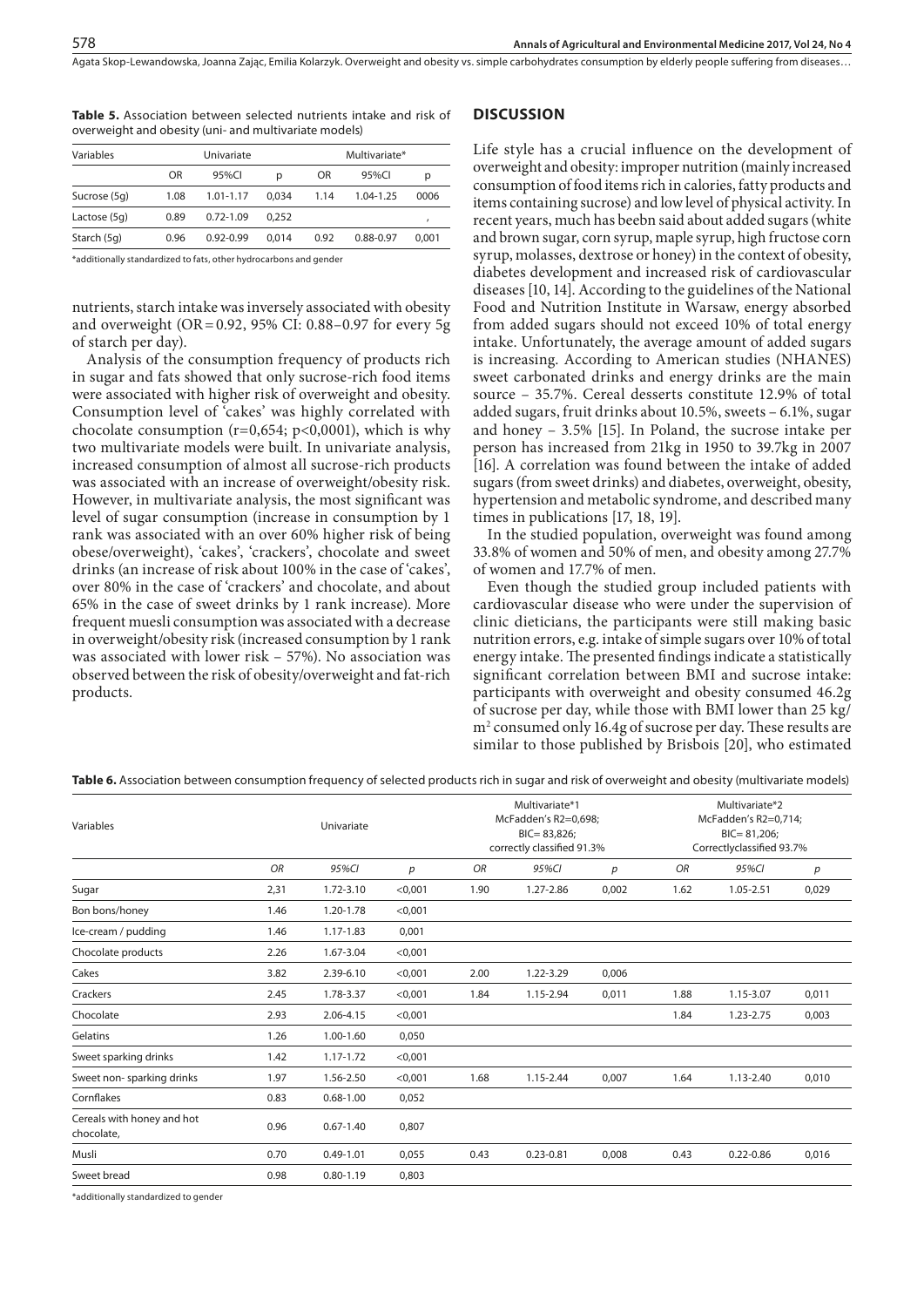**Table 5.** Association between selected nutrients intake and risk of overweight and obesity (uni- and multivariate models)

| Variables | Univariate | | | Multivariate* | | |
|---|---|---|---|---|---|---|
| | OR | 95%CI | p | OR | 95%CI | p |
| Sucrose (5g) | 1.08 | 1.01-1.17 | 0,034 | 1.14 | 1.04-1.25 | 0006 |
| Lactose (5g) | 0.89 | 0.72-1.09 | 0,252 | | | , |
| Starch (5g) | 0.96 | 0.92-0.99 | 0,014 | 0.92 | 0.88-0.97 | 0,001 |

*additionally standardized to fats, other hydrocarbons and gender

nutrients, starch intake was inversely associated with obesity and overweight (OR = 0.92, 95% CI: 0.88–0.97 for every 5g of starch per day).

Analysis of the consumption frequency of products rich in sugar and fats showed that only sucrose-rich food items were associated with higher risk of overweight and obesity. Consumption level of 'cakes' was highly correlated with chocolate consumption (r=0,654; p<0,0001), which is why two multivariate models were built. In univariate analysis, increased consumption of almost all sucrose-rich products was associated with an increase of overweight/obesity risk. However, in multivariate analysis, the most significant was level of sugar consumption (increase in consumption by 1 rank was associated with an over 60% higher risk of being obese/overweight), 'cakes', 'crackers', chocolate and sweet drinks (an increase of risk about 100% in the case of 'cakes', over 80% in the case of 'crackers' and chocolate, and about 65% in the case of sweet drinks by 1 rank increase). More frequent muesli consumption was associated with a decrease in overweight/obesity risk (increased consumption by 1 rank was associated with lower risk – 57%). No association was observed between the risk of obesity/overweight and fat-rich products.

## DISCUSSION

Life style has a crucial influence on the development of overweight and obesity: improper nutrition (mainly increased consumption of food items rich in calories, fatty products and items containing sucrose) and low level of physical activity. In recent years, much has beebn said about added sugars (white and brown sugar, corn syrup, maple syrup, high fructose corn syrup, molasses, dextrose or honey) in the context of obesity, diabetes development and increased risk of cardiovascular diseases [10, 14]. According to the guidelines of the National Food and Nutrition Institute in Warsaw, energy absorbed from added sugars should not exceed 10% of total energy intake. Unfortunately, the average amount of added sugars is increasing. According to American studies (NHANES) sweet carbonated drinks and energy drinks are the main source – 35.7%. Cereal desserts constitute 12.9% of total added sugars, fruit drinks about 10.5%, sweets – 6.1%, sugar and honey – 3.5% [15]. In Poland, the sucrose intake per person has increased from 21kg in 1950 to 39.7kg in 2007 [16]. A correlation was found between the intake of added sugars (from sweet drinks) and diabetes, overweight, obesity, hypertension and metabolic syndrome, and described many times in publications [17, 18, 19].

In the studied population, overweight was found among 33.8% of women and 50% of men, and obesity among 27.7% of women and 17.7% of men.

Even though the studied group included patients with cardiovascular disease who were under the supervision of clinic dieticians, the participants were still making basic nutrition errors, e.g. intake of simple sugars over 10% of total energy intake. The presented findings indicate a statistically significant correlation between BMI and sucrose intake: participants with overweight and obesity consumed 46.2g of sucrose per day, while those with BMI lower than 25 kg/m$^2$ consumed only 16.4g of sucrose per day. These results are similar to those published by Brisbois [20], who estimated

**Table 6.** Association between consumption frequency of selected products rich in sugar and risk of overweight and obesity (multivariate models)

| Variables | Univariate | | | Multivariate*1 McFadden's R2=0,698; BIC= 83,826; correctly classified 91.3% | | | Multivariate*2 McFadden's R2=0,714; BIC= 81,206; Correctlyclassified 93.7% | | |
|---|---|---|---|---|---|---|---|---|---|
| | *OR* | *95%CI* | *p* | *OR* | *95%CI* | *p* | *OR* | *95%CI* | *p* |
| Sugar | 2,31 | 1.72-3.10 | <0,001 | 1.90 | 1.27-2.86 | 0,002 | 1.62 | 1.05-2.51 | 0,029 |
| Bon bons/honey | 1.46 | 1.20-1.78 | <0,001 | | | | | | |
| Ice-cream / pudding | 1.46 | 1.17-1.83 | 0,001 | | | | | | |
| Chocolate products | 2.26 | 1.67-3.04 | <0,001 | | | | | | |
| Cakes | 3.82 | 2.39-6.10 | <0,001 | 2.00 | 1.22-3.29 | 0,006 | | | |
| Crackers | 2.45 | 1.78-3.37 | <0,001 | 1.84 | 1.15-2.94 | 0,011 | 1.88 | 1.15-3.07 | 0,011 |
| Chocolate | 2.93 | 2.06-4.15 | <0,001 | | | | 1.84 | 1.23-2.75 | 0,003 |
| Gelatins | 1.26 | 1.00-1.60 | 0,050 | | | | | | |
| Sweet sparking drinks | 1.42 | 1.17-1.72 | <0,001 | | | | | | |
| Sweet non- sparking drinks | 1.97 | 1.56-2.50 | <0,001 | 1.68 | 1.15-2.44 | 0,007 | 1.64 | 1.13-2.40 | 0,010 |
| Cornflakes | 0.83 | 0.68-1.00 | 0,052 | | | | | | |
| Cereals with honey and hot chocolate, | 0.96 | 0.67-1.40 | 0,807 | | | | | | |
| Musli | 0.70 | 0.49-1.01 | 0,055 | 0.43 | 0.23-0.81 | 0,008 | 0.43 | 0.22-0.86 | 0,016 |
| Sweet bread | 0.98 | 0.80-1.19 | 0,803 | | | | | | |

*additionally standardized to gender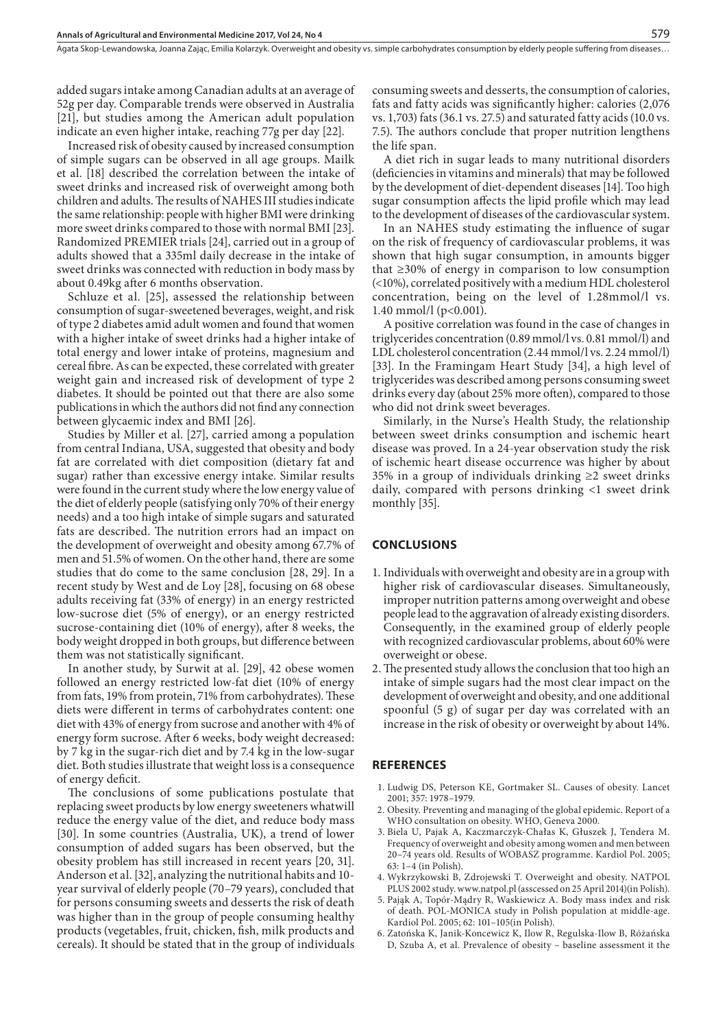added sugars intake among Canadian adults at an average of 52g per day. Comparable trends were observed in Australia [21], but studies among the American adult population indicate an even higher intake, reaching 77g per day [22].

Increased risk of obesity caused by increased consumption of simple sugars can be observed in all age groups. Mailk et al. [18] described the correlation between the intake of sweet drinks and increased risk of overweight among both children and adults. The results of NAHES III studies indicate the same relationship: people with higher BMI were drinking more sweet drinks compared to those with normal BMI [23]. Randomized PREMIER trials [24], carried out in a group of adults showed that a 335ml daily decrease in the intake of sweet drinks was connected with reduction in body mass by about 0.49kg after 6 months observation.

Schluze et al. [25], assessed the relationship between consumption of sugar-sweetened beverages, weight, and risk of type 2 diabetes amid adult women and found that women with a higher intake of sweet drinks had a higher intake of total energy and lower intake of proteins, magnesium and cereal fibre. As can be expected, these correlated with greater weight gain and increased risk of development of type 2 diabetes. It should be pointed out that there are also some publications in which the authors did not find any connection between glycaemic index and BMI [26].

Studies by Miller et al. [27], carried among a population from central Indiana, USA, suggested that obesity and body fat are correlated with diet composition (dietary fat and sugar) rather than excessive energy intake. Similar results were found in the current study where the low energy value of the diet of elderly people (satisfying only 70% of their energy needs) and a too high intake of simple sugars and saturated fats are described. The nutrition errors had an impact on the development of overweight and obesity among 67.7% of men and 51.5% of women. On the other hand, there are some studies that do come to the same conclusion [28, 29]. In a recent study by West and de Loy [28], focusing on 68 obese adults receiving fat (33% of energy) in an energy restricted low-sucrose diet (5% of energy), or an energy restricted sucrose-containing diet (10% of energy), after 8 weeks, the body weight dropped in both groups, but difference between them was not statistically significant.

In another study, by Surwit at al. [29], 42 obese women followed an energy restricted low-fat diet (10% of energy from fats, 19% from protein, 71% from carbohydrates). These diets were different in terms of carbohydrates content: one diet with 43% of energy from sucrose and another with 4% of energy form sucrose. After 6 weeks, body weight decreased: by 7 kg in the sugar-rich diet and by 7.4 kg in the low-sugar diet. Both studies illustrate that weight loss is a consequence of energy deficit.

The conclusions of some publications postulate that replacing sweet products by low energy sweeteners whatwill reduce the energy value of the diet, and reduce body mass [30]. In some countries (Australia, UK), a trend of lower consumption of added sugars has been observed, but the obesity problem has still increased in recent years [20, 31]. Anderson et al. [32], analyzing the nutritional habits and 10-year survival of elderly people (70–79 years), concluded that for persons consuming sweets and desserts the risk of death was higher than in the group of people consuming healthy products (vegetables, fruit, chicken, fish, milk products and cereals). It should be stated that in the group of individuals consuming sweets and desserts, the consumption of calories, fats and fatty acids was significantly higher: calories (2,076 vs. 1,703) fats (36.1 vs. 27.5) and saturated fatty acids (10.0 vs. 7.5). The authors conclude that proper nutrition lengthens the life span.

A diet rich in sugar leads to many nutritional disorders (deficiencies in vitamins and minerals) that may be followed by the development of diet-dependent diseases [14]. Too high sugar consumption affects the lipid profile which may lead to the development of diseases of the cardiovascular system.

In an NAHES study estimating the influence of sugar on the risk of frequency of cardiovascular problems, it was shown that high sugar consumption, in amounts bigger that ≥30% of energy in comparison to low consumption (<10%), correlated positively with a medium HDL cholesterol concentration, being on the level of 1.28mmol/l vs. 1.40 mmol/l ($p<0.001$).

A positive correlation was found in the case of changes in triglycerides concentration (0.89 mmol/l vs. 0.81 mmol/l) and LDL cholesterol concentration (2.44 mmol/l vs. 2.24 mmol/l) [33]. In the Framingam Heart Study [34], a high level of triglycerides was described among persons consuming sweet drinks every day (about 25% more often), compared to those who did not drink sweet beverages.

Similarly, in the Nurse's Health Study, the relationship between sweet drinks consumption and ischemic heart disease was proved. In a 24-year observation study the risk of ischemic heart disease occurrence was higher by about 35% in a group of individuals drinking ≥2 sweet drinks daily, compared with persons drinking <1 sweet drink monthly [35].

## CONCLUSIONS

1. Individuals with overweight and obesity are in a group with higher risk of cardiovascular diseases. Simultaneously, improper nutrition patterns among overweight and obese people lead to the aggravation of already existing disorders. Consequently, in the examined group of elderly people with recognized cardiovascular problems, about 60% were overweight or obese.
2. The presented study allows the conclusion that too high an intake of simple sugars had the most clear impact on the development of overweight and obesity, and one additional spoonful (5 g) of sugar per day was correlated with an increase in the risk of obesity or overweight by about 14%.

## REFERENCES

1. Ludwig DS, Peterson KE, Gortmaker SL. Causes of obesity. Lancet 2001; 357: 1978–1979.
2. Obesity. Preventing and managing of the global epidemic. Report of a WHO consultation on obesity. WHO, Geneva 2000.
3. Biela U, Pajak A, Kaczmarczyk-Chałas K, Głuszek J, Tendera M. Frequency of overweight and obesity among women and men between 20–74 years old. Results of WOBASZ programme. Kardiol Pol. 2005; 63: 1–4 (in Polish).
4. Wykrzykowski B, Zdrojewski T. Overweight and obesity. NATPOL PLUS 2002 study. www.natpol.pl (asscessed on 25 April 2014)(in Polish).
5. Pająk A, Topór-Mądry R, Waskiewicz A. Body mass index and risk of death. POL-MONICA study in Polish population at middle-age. Kardiol Pol. 2005; 62: 101–105(in Polish).
6. Zatońska K, Janik-Koncewicz K, Ilow R, Regulska-Ilow B, Różańska D, Szuba A, et al. Prevalence of obesity – baseline assessment it the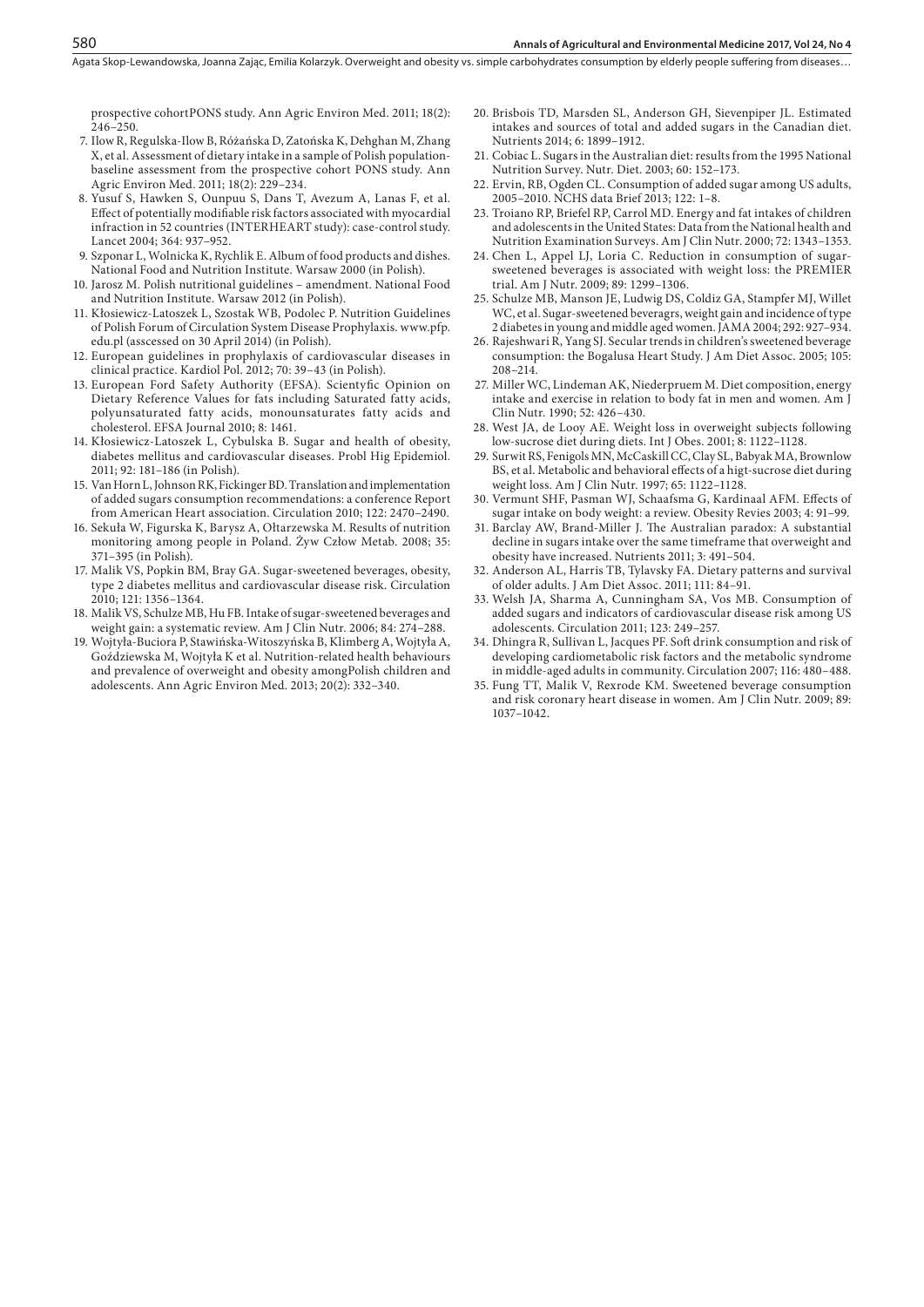prospective cohortPONS study. Ann Agric Environ Med. 2011; 18(2): 246–250.

7. Ilow R, Regulska-Ilow B, Różańska D, Zatońska K, Dehghan M, Zhang X, et al. Assessment of dietary intake in a sample of Polish population-baseline assessment from the prospective cohort PONS study. Ann Agric Environ Med. 2011; 18(2): 229–234.
8. Yusuf S, Hawken S, Ounpuu S, Dans T, Avezum A, Lanas F, et al. Effect of potentially modifiable risk factors associated with myocardial infraction in 52 countries (INTERHEART study): case-control study. Lancet 2004; 364: 937–952.
9. Szponar L, Wolnicka K, Rychlik E. Album of food products and dishes. National Food and Nutrition Institute. Warsaw 2000 (in Polish).
10. Jarosz M. Polish nutritional guidelines – amendment. National Food and Nutrition Institute. Warsaw 2012 (in Polish).
11. Kłosiewicz-Latoszek L, Szostak WB, Podolec P. Nutrition Guidelines of Polish Forum of Circulation System Disease Prophylaxis. www.pfp.edu.pl (asscessed on 30 April 2014) (in Polish).
12. European guidelines in prophylaxis of cardiovascular diseases in clinical practice. Kardiol Pol. 2012; 70: 39–43 (in Polish).
13. European Ford Safety Authority (EFSA). Scientyfic Opinion on Dietary Reference Values for fats including Saturated fatty acids, polyunsaturated fatty acids, monounsaturates fatty acids and cholesterol. EFSA Journal 2010; 8: 1461.
14. Kłosiewicz-Latoszek L, Cybulska B. Sugar and health of obesity, diabetes mellitus and cardiovascular diseases. Probl Hig Epidemiol. 2011; 92: 181–186 (in Polish).
15. Van Horn L, Johnson RK, Fickinger BD. Translation and implementation of added sugars consumption recommendations: a conference Report from American Heart association. Circulation 2010; 122: 2470–2490.
16. Sekuła W, Figurska K, Barysz A, Ołtarzewska M. Results of nutrition monitoring among people in Poland. Żyw Człow Metab. 2008; 35: 371–395 (in Polish).
17. Malik VS, Popkin BM, Bray GA. Sugar-sweetened beverages, obesity, type 2 diabetes mellitus and cardiovascular disease risk. Circulation 2010; 121: 1356–1364.
18. Malik VS, Schulze MB, Hu FB. Intake of sugar-sweetened beverages and weight gain: a systematic review. Am J Clin Nutr. 2006; 84: 274–288.
19. Wojtyła-Buciora P, Stawińska-Witoszyńska B, Klimberg A, Wojtyła A, Goździewska M, Wojtyła K et al. Nutrition-related health behaviours and prevalence of overweight and obesity amongPolish children and adolescents. Ann Agric Environ Med. 2013; 20(2): 332–340.
20. Brisbois TD, Marsden SL, Anderson GH, Sievenpiper JL. Estimated intakes and sources of total and added sugars in the Canadian diet. Nutrients 2014; 6: 1899–1912.
21. Cobiac L. Sugars in the Australian diet: results from the 1995 National Nutrition Survey. Nutr. Diet. 2003; 60: 152–173.
22. Ervin, RB, Ogden CL. Consumption of added sugar among US adults, 2005–2010. NCHS data Brief 2013; 122: 1–8.
23. Troiano RP, Briefel RP, Carrol MD. Energy and fat intakes of children and adolescents in the United States: Data from the National health and Nutrition Examination Surveys. Am J Clin Nutr. 2000; 72: 1343–1353.
24. Chen L, Appel LJ, Loria C. Reduction in consumption of sugar-sweetened beverages is associated with weight loss: the PREMIER trial. Am J Nutr. 2009; 89: 1299–1306.
25. Schulze MB, Manson JE, Ludwig DS, Coldiz GA, Stampfer MJ, Willet WC, et al. Sugar-sweetened beveragrs, weight gain and incidence of type 2 diabetes in young and middle aged women. JAMA 2004; 292: 927–934.
26. Rajeshwari R, Yang SJ. Secular trends in children's sweetened beverage consumption: the Bogalusa Heart Study. J Am Diet Assoc. 2005; 105: 208–214.
27. Miller WC, Lindeman AK, Niederpruem M. Diet composition, energy intake and exercise in relation to body fat in men and women. Am J Clin Nutr. 1990; 52: 426–430.
28. West JA, de Looy AE. Weight loss in overweight subjects following low-sucrose diet during diets. Int J Obes. 2001; 8: 1122–1128.
29. Surwit RS, Fenigols MN, McCaskill CC, Clay SL, Babyak MA, Brownlow BS, et al. Metabolic and behavioral effects of a higt-sucrose diet during weight loss. Am J Clin Nutr. 1997; 65: 1122–1128.
30. Vermunt SHF, Pasman WJ, Schaafsma G, Kardinaal AFM. Effects of sugar intake on body weight: a review. Obesity Revies 2003; 4: 91–99.
31. Barclay AW, Brand-Miller J. The Australian paradox: A substantial decline in sugars intake over the same timeframe that overweight and obesity have increased. Nutrients 2011; 3: 491–504.
32. Anderson AL, Harris TB, Tylavsky FA. Dietary patterns and survival of older adults. J Am Diet Assoc. 2011; 111: 84–91.
33. Welsh JA, Sharma A, Cunningham SA, Vos MB. Consumption of added sugars and indicators of cardiovascular disease risk among US adolescents. Circulation 2011; 123: 249–257.
34. Dhingra R, Sullivan L, Jacques PF. Soft drink consumption and risk of developing cardiometabolic risk factors and the metabolic syndrome in middle-aged adults in community. Circulation 2007; 116: 480–488.
35. Fung TT, Malik V, Rexrode KM. Sweetened beverage consumption and risk coronary heart disease in women. Am J Clin Nutr. 2009; 89: 1037–1042.